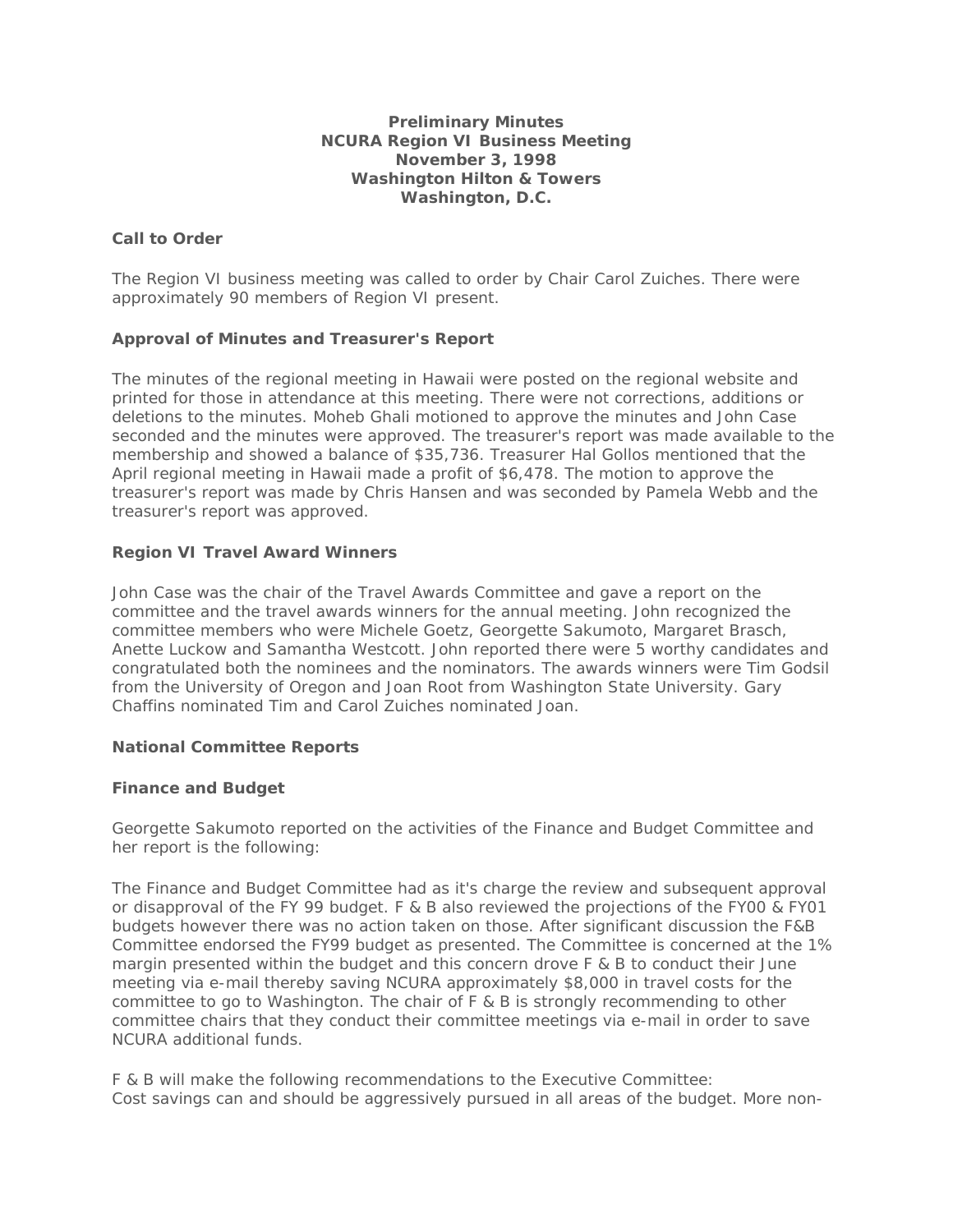**Preliminary Minutes**
**NCURA Region VI Business Meeting**
**November 3, 1998**
**Washington Hilton & Towers**
**Washington, D.C.**

### Call to Order

The Region VI business meeting was called to order by Chair Carol Zuiches. There were approximately 90 members of Region VI present.

### Approval of Minutes and Treasurer's Report

The minutes of the regional meeting in Hawaii were posted on the regional website and printed for those in attendance at this meeting. There were not corrections, additions or deletions to the minutes. Moheb Ghali motioned to approve the minutes and John Case seconded and the minutes were approved. The treasurer's report was made available to the membership and showed a balance of $35,736. Treasurer Hal Gollos mentioned that the April regional meeting in Hawaii made a profit of $6,478. The motion to approve the treasurer's report was made by Chris Hansen and was seconded by Pamela Webb and the treasurer's report was approved.

### Region VI Travel Award Winners

John Case was the chair of the Travel Awards Committee and gave a report on the committee and the travel awards winners for the annual meeting. John recognized the committee members who were Michele Goetz, Georgette Sakumoto, Margaret Brasch, Anette Luckow and Samantha Westcott. John reported there were 5 worthy candidates and congratulated both the nominees and the nominators. The awards winners were Tim Godsil from the University of Oregon and Joan Root from Washington State University. Gary Chaffins nominated Tim and Carol Zuiches nominated Joan.

### National Committee Reports

### Finance and Budget

Georgette Sakumoto reported on the activities of the Finance and Budget Committee and her report is the following:

The Finance and Budget Committee had as it's charge the review and subsequent approval or disapproval of the FY 99 budget. F & B also reviewed the projections of the FY00 & FY01 budgets however there was no action taken on those. After significant discussion the F&B Committee endorsed the FY99 budget as presented. The Committee is concerned at the 1% margin presented within the budget and this concern drove F & B to conduct their June meeting via e-mail thereby saving NCURA approximately $8,000 in travel costs for the committee to go to Washington. The chair of F & B is strongly recommending to other committee chairs that they conduct their committee meetings via e-mail in order to save NCURA additional funds.

F & B will make the following recommendations to the Executive Committee:
Cost savings can and should be aggressively pursued in all areas of the budget. More non-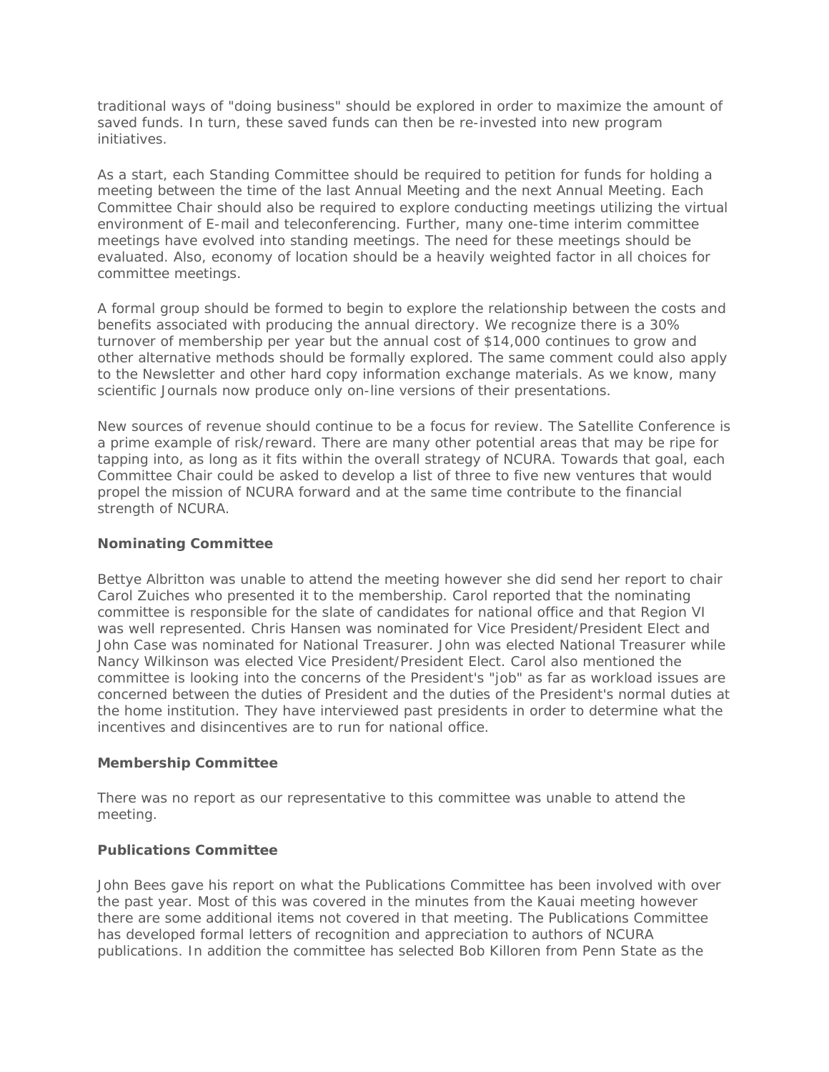traditional ways of "doing business" should be explored in order to maximize the amount of saved funds. In turn, these saved funds can then be re-invested into new program initiatives.

As a start, each Standing Committee should be required to petition for funds for holding a meeting between the time of the last Annual Meeting and the next Annual Meeting. Each Committee Chair should also be required to explore conducting meetings utilizing the virtual environment of E-mail and teleconferencing. Further, many one-time interim committee meetings have evolved into standing meetings. The need for these meetings should be evaluated. Also, economy of location should be a heavily weighted factor in all choices for committee meetings.

A formal group should be formed to begin to explore the relationship between the costs and benefits associated with producing the annual directory. We recognize there is a 30% turnover of membership per year but the annual cost of $14,000 continues to grow and other alternative methods should be formally explored. The same comment could also apply to the Newsletter and other hard copy information exchange materials. As we know, many scientific Journals now produce only on-line versions of their presentations.

New sources of revenue should continue to be a focus for review. The Satellite Conference is a prime example of risk/reward. There are many other potential areas that may be ripe for tapping into, as long as it fits within the overall strategy of NCURA. Towards that goal, each Committee Chair could be asked to develop a list of three to five new ventures that would propel the mission of NCURA forward and at the same time contribute to the financial strength of NCURA.

**Nominating Committee**

Bettye Albritton was unable to attend the meeting however she did send her report to chair Carol Zuiches who presented it to the membership. Carol reported that the nominating committee is responsible for the slate of candidates for national office and that Region VI was well represented. Chris Hansen was nominated for Vice President/President Elect and John Case was nominated for National Treasurer. John was elected National Treasurer while Nancy Wilkinson was elected Vice President/President Elect. Carol also mentioned the committee is looking into the concerns of the President's "job" as far as workload issues are concerned between the duties of President and the duties of the President's normal duties at the home institution. They have interviewed past presidents in order to determine what the incentives and disincentives are to run for national office.

**Membership Committee**

There was no report as our representative to this committee was unable to attend the meeting.

**Publications Committee**

John Bees gave his report on what the Publications Committee has been involved with over the past year. Most of this was covered in the minutes from the Kauai meeting however there are some additional items not covered in that meeting. The Publications Committee has developed formal letters of recognition and appreciation to authors of NCURA publications. In addition the committee has selected Bob Killoren from Penn State as the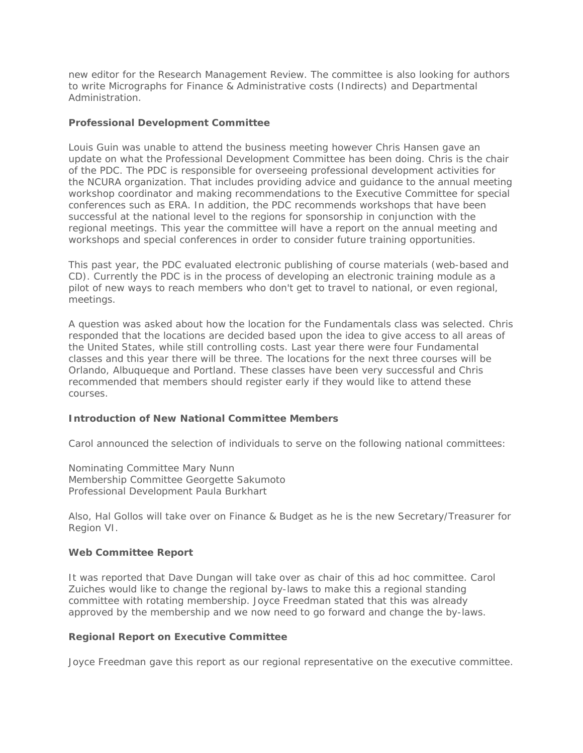new editor for the Research Management Review. The committee is also looking for authors to write Micrographs for Finance & Administrative costs (Indirects) and Departmental Administration.

**Professional Development Committee**

Louis Guin was unable to attend the business meeting however Chris Hansen gave an update on what the Professional Development Committee has been doing. Chris is the chair of the PDC. The PDC is responsible for overseeing professional development activities for the NCURA organization. That includes providing advice and guidance to the annual meeting workshop coordinator and making recommendations to the Executive Committee for special conferences such as ERA. In addition, the PDC recommends workshops that have been successful at the national level to the regions for sponsorship in conjunction with the regional meetings. This year the committee will have a report on the annual meeting and workshops and special conferences in order to consider future training opportunities.

This past year, the PDC evaluated electronic publishing of course materials (web-based and CD). Currently the PDC is in the process of developing an electronic training module as a pilot of new ways to reach members who don't get to travel to national, or even regional, meetings.

A question was asked about how the location for the Fundamentals class was selected. Chris responded that the locations are decided based upon the idea to give access to all areas of the United States, while still controlling costs. Last year there were four Fundamental classes and this year there will be three. The locations for the next three courses will be Orlando, Albuqueque and Portland. These classes have been very successful and Chris recommended that members should register early if they would like to attend these courses.

**Introduction of New National Committee Members**

Carol announced the selection of individuals to serve on the following national committees:

Nominating Committee Mary Nunn
Membership Committee Georgette Sakumoto
Professional Development Paula Burkhart

Also, Hal Gollos will take over on Finance & Budget as he is the new Secretary/Treasurer for Region VI.

**Web Committee Report**

It was reported that Dave Dungan will take over as chair of this ad hoc committee. Carol Zuiches would like to change the regional by-laws to make this a regional standing committee with rotating membership. Joyce Freedman stated that this was already approved by the membership and we now need to go forward and change the by-laws.

**Regional Report on Executive Committee**

Joyce Freedman gave this report as our regional representative on the executive committee.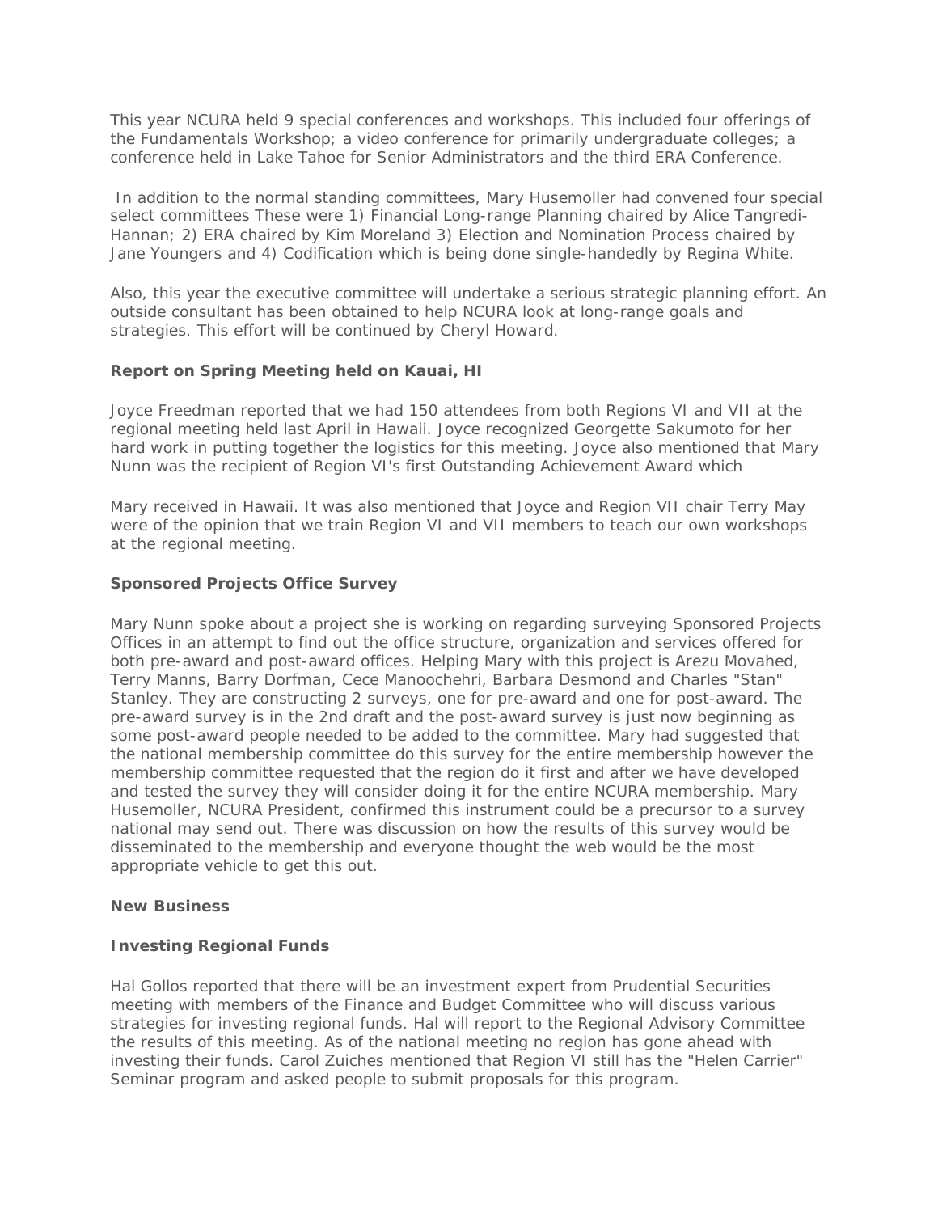This year NCURA held 9 special conferences and workshops. This included four offerings of the Fundamentals Workshop; a video conference for primarily undergraduate colleges; a conference held in Lake Tahoe for Senior Administrators and the third ERA Conference.

In addition to the normal standing committees, Mary Husemoller had convened four special select committees These were 1) Financial Long-range Planning chaired by Alice Tangredi-Hannan; 2) ERA chaired by Kim Moreland 3) Election and Nomination Process chaired by Jane Youngers and 4) Codification which is being done single-handedly by Regina White.

Also, this year the executive committee will undertake a serious strategic planning effort. An outside consultant has been obtained to help NCURA look at long-range goals and strategies. This effort will be continued by Cheryl Howard.

**Report on Spring Meeting held on Kauai, HI**

Joyce Freedman reported that we had 150 attendees from both Regions VI and VII at the regional meeting held last April in Hawaii. Joyce recognized Georgette Sakumoto for her hard work in putting together the logistics for this meeting. Joyce also mentioned that Mary Nunn was the recipient of Region VI's first Outstanding Achievement Award which

Mary received in Hawaii. It was also mentioned that Joyce and Region VII chair Terry May were of the opinion that we train Region VI and VII members to teach our own workshops at the regional meeting.

**Sponsored Projects Office Survey**

Mary Nunn spoke about a project she is working on regarding surveying Sponsored Projects Offices in an attempt to find out the office structure, organization and services offered for both pre-award and post-award offices. Helping Mary with this project is Arezu Movahed, Terry Manns, Barry Dorfman, Cece Manoochehri, Barbara Desmond and Charles "Stan" Stanley. They are constructing 2 surveys, one for pre-award and one for post-award. The pre-award survey is in the 2nd draft and the post-award survey is just now beginning as some post-award people needed to be added to the committee. Mary had suggested that the national membership committee do this survey for the entire membership however the membership committee requested that the region do it first and after we have developed and tested the survey they will consider doing it for the entire NCURA membership. Mary Husemoller, NCURA President, confirmed this instrument could be a precursor to a survey national may send out. There was discussion on how the results of this survey would be disseminated to the membership and everyone thought the web would be the most appropriate vehicle to get this out.

**New Business**

**Investing Regional Funds**

Hal Gollos reported that there will be an investment expert from Prudential Securities meeting with members of the Finance and Budget Committee who will discuss various strategies for investing regional funds. Hal will report to the Regional Advisory Committee the results of this meeting. As of the national meeting no region has gone ahead with investing their funds. Carol Zuiches mentioned that Region VI still has the "Helen Carrier" Seminar program and asked people to submit proposals for this program.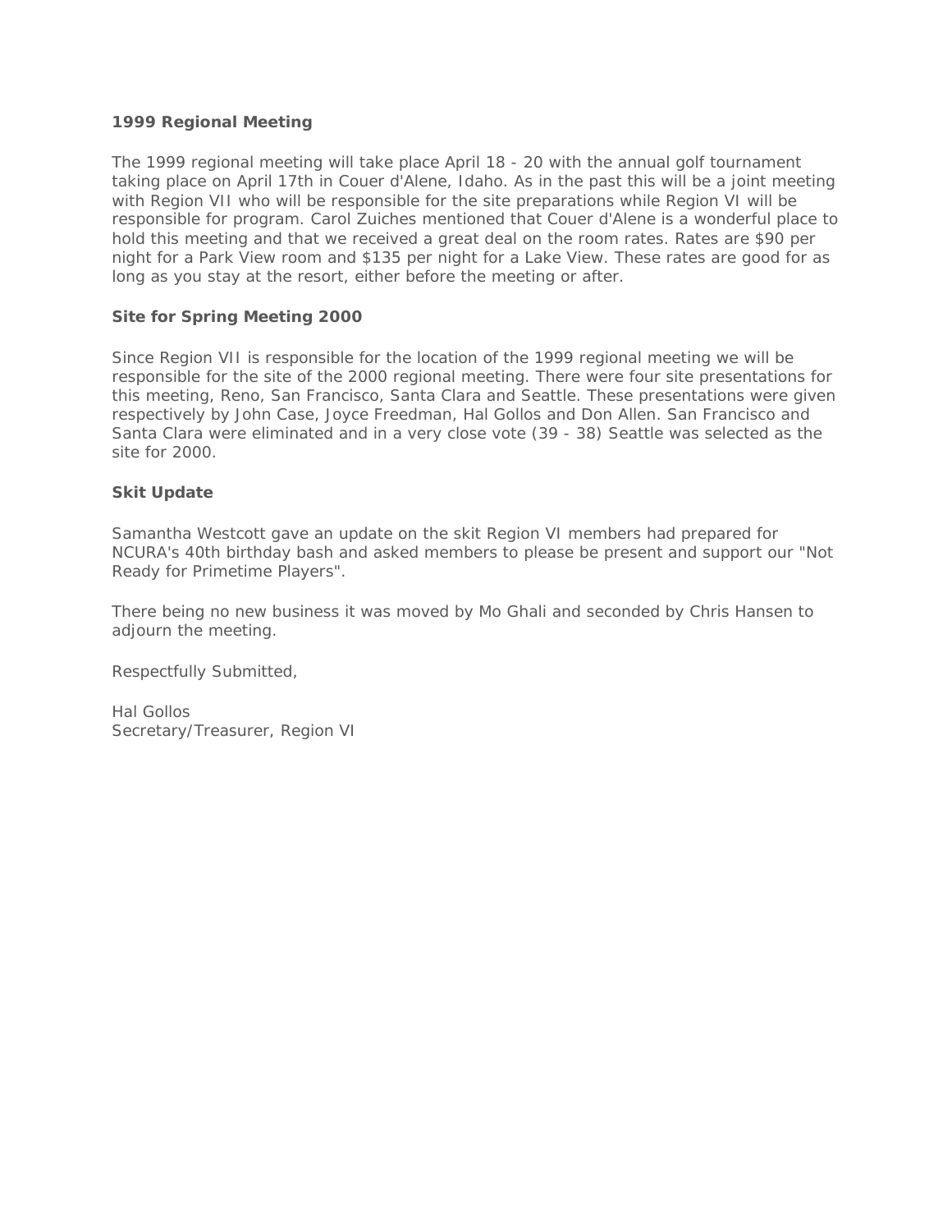### 1999 Regional Meeting

The 1999 regional meeting will take place April 18 - 20 with the annual golf tournament taking place on April 17th in Couer d'Alene, Idaho. As in the past this will be a joint meeting with Region VII who will be responsible for the site preparations while Region VI will be responsible for program. Carol Zuiches mentioned that Couer d'Alene is a wonderful place to hold this meeting and that we received a great deal on the room rates. Rates are $90 per night for a Park View room and $135 per night for a Lake View. These rates are good for as long as you stay at the resort, either before the meeting or after.

### Site for Spring Meeting 2000

Since Region VII is responsible for the location of the 1999 regional meeting we will be responsible for the site of the 2000 regional meeting. There were four site presentations for this meeting, Reno, San Francisco, Santa Clara and Seattle. These presentations were given respectively by John Case, Joyce Freedman, Hal Gollos and Don Allen. San Francisco and Santa Clara were eliminated and in a very close vote (39 - 38) Seattle was selected as the site for 2000.

### Skit Update

Samantha Westcott gave an update on the skit Region VI members had prepared for NCURA's 40th birthday bash and asked members to please be present and support our "Not Ready for Primetime Players".

There being no new business it was moved by Mo Ghali and seconded by Chris Hansen to adjourn the meeting.

Respectfully Submitted,

Hal Gollos
Secretary/Treasurer, Region VI